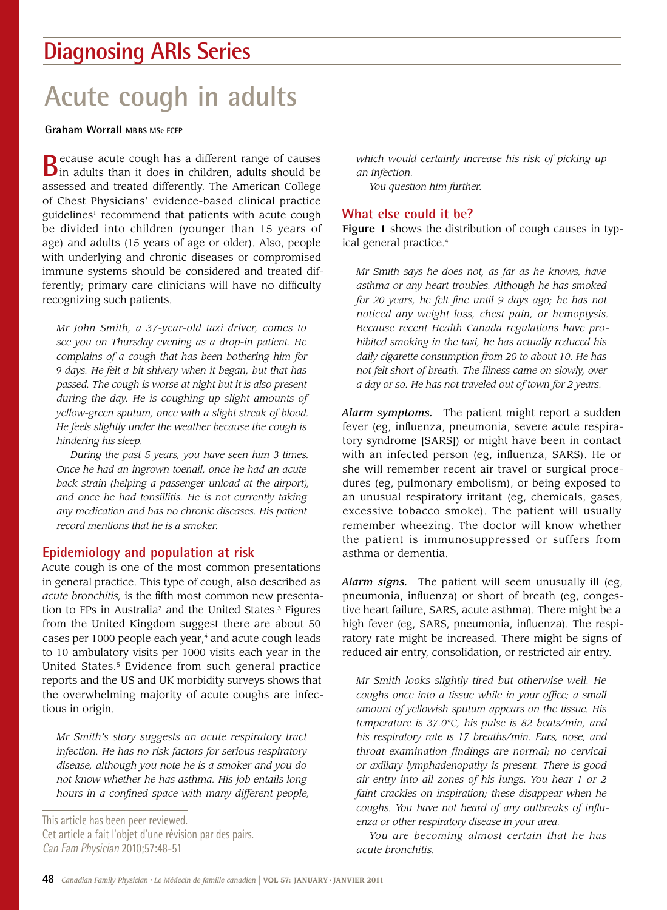## Diagnosing ARIs Series

# Acute cough in adults

**Graham Worrall** MBBS MSc FCFP

Because acute cough has a different range of causes in adults than it does in children, adults should be assessed and treated differently. The American College of Chest Physicians' evidence-based clinical practice guidelines[1] recommend that patients with acute cough be divided into children (younger than 15 years of age) and adults (15 years of age or older). Also, people with underlying and chronic diseases or compromised immune systems should be considered and treated differently; primary care clinicians will have no difficulty recognizing such patients.

*Mr John Smith, a 37-year-old taxi driver, comes to see you on Thursday evening as a drop-in patient. He complains of a cough that has been bothering him for 9 days. He felt a bit shivery when it began, but that has passed. The cough is worse at night but it is also present during the day. He is coughing up slight amounts of yellow-green sputum, once with a slight streak of blood. He feels slightly under the weather because the cough is hindering his sleep.*

*During the past 5 years, you have seen him 3 times. Once he had an ingrown toenail, once he had an acute back strain (helping a passenger unload at the airport), and once he had tonsillitis. He is not currently taking any medication and has no chronic diseases. His patient record mentions that he is a smoker.*

## Epidemiology and population at risk

Acute cough is one of the most common presentations in general practice. This type of cough, also described as *acute bronchitis,* is the fifth most common new presentation to FPs in Australia[2] and the United States.[3] Figures from the United Kingdom suggest there are about 50 cases per 1000 people each year,[4] and acute cough leads to 10 ambulatory visits per 1000 visits each year in the United States.[5] Evidence from such general practice reports and the US and UK morbidity surveys shows that the overwhelming majority of acute coughs are infectious in origin.

*Mr Smith's story suggests an acute respiratory tract infection. He has no risk factors for serious respiratory disease, although you note he is a smoker and you do not know whether he has asthma. His job entails long hours in a confined space with many different people, which would certainly increase his risk of picking up an infection.*

*You question him further.*

## What else could it be?

**Figure 1** shows the distribution of cough causes in typical general practice.[4]

*Mr Smith says he does not, as far as he knows, have asthma or any heart troubles. Although he has smoked for 20 years, he felt fine until 9 days ago; he has not noticed any weight loss, chest pain, or hemoptysis. Because recent Health Canada regulations have prohibited smoking in the taxi, he has actually reduced his daily cigarette consumption from 20 to about 10. He has not felt short of breath. The illness came on slowly, over a day or so. He has not traveled out of town for 2 years.*

***Alarm symptoms.*** The patient might report a sudden fever (eg, influenza, pneumonia, severe acute respiratory syndrome [SARS]) or might have been in contact with an infected person (eg, influenza, SARS). He or she will remember recent air travel or surgical procedures (eg, pulmonary embolism), or being exposed to an unusual respiratory irritant (eg, chemicals, gases, excessive tobacco smoke). The patient will usually remember wheezing. The doctor will know whether the patient is immunosuppressed or suffers from asthma or dementia.

***Alarm signs.*** The patient will seem unusually ill (eg, pneumonia, influenza) or short of breath (eg, congestive heart failure, SARS, acute asthma). There might be a high fever (eg, SARS, pneumonia, influenza). The respiratory rate might be increased. There might be signs of reduced air entry, consolidation, or restricted air entry.

*Mr Smith looks slightly tired but otherwise well. He coughs once into a tissue while in your office; a small amount of yellowish sputum appears on the tissue. His temperature is 37.0°C, his pulse is 82 beats/min, and his respiratory rate is 17 breaths/min. Ears, nose, and throat examination findings are normal; no cervical or axillary lymphadenopathy is present. There is good air entry into all zones of his lungs. You hear 1 or 2 faint crackles on inspiration; these disappear when he coughs. You have not heard of any outbreaks of influenza or other respiratory disease in your area.*

*You are becoming almost certain that he has acute bronchitis.*

This article has been peer reviewed.
Cet article a fait l'objet d'une révision par des pairs.
*Can Fam Physician* 2010;57:48-51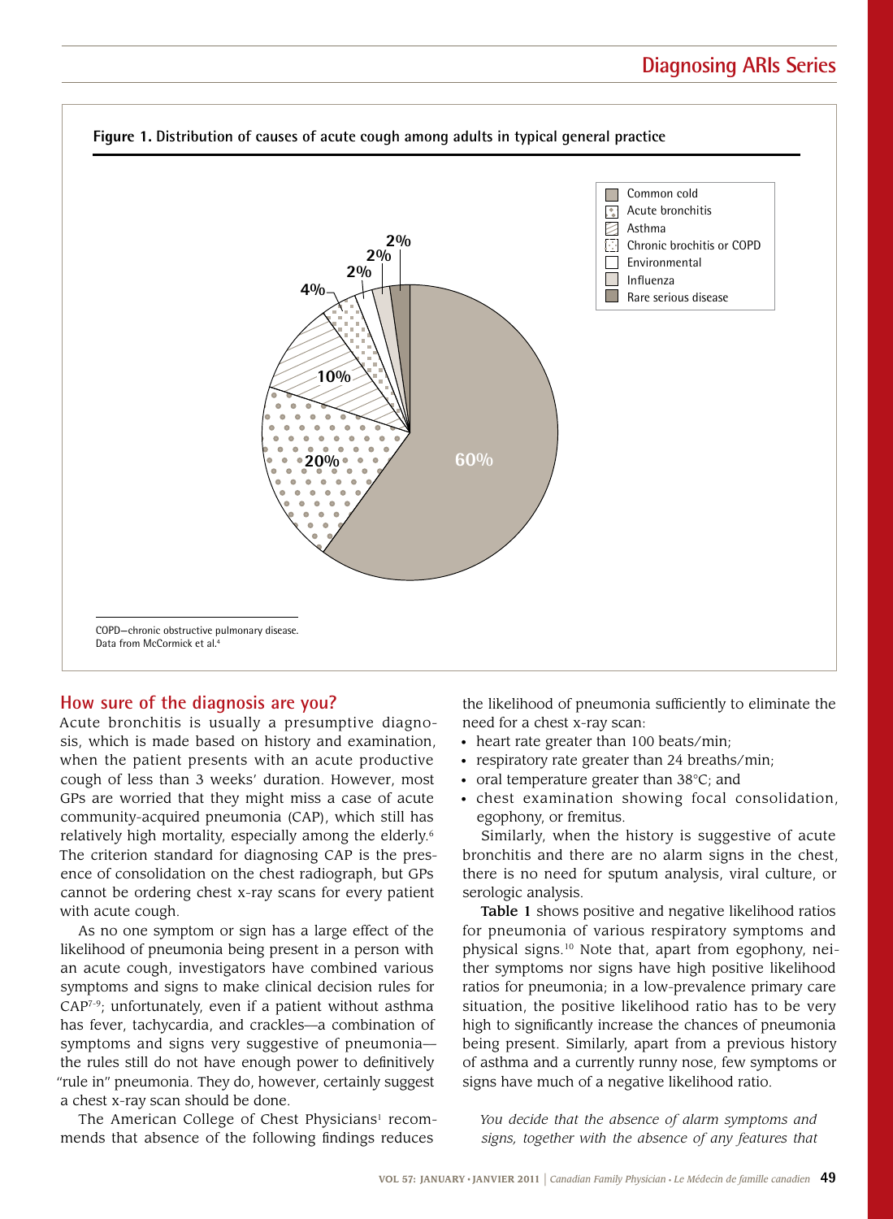**Figure 1. Distribution of causes of acute cough among adults in typical general practice**

| Cause | Percentage |
| --- | --- |
| Common cold | 60% |
| Acute bronchitis | 20% |
| Asthma | 10% |
| Chronic brochitis or COPD | 4% |
| Environmental | 2% |
| Influenza | 2% |
| Rare serious disease | 2% |

COPD—chronic obstructive pulmonary disease.
Data from McCormick et al.[4]

## How sure of the diagnosis are you?

Acute bronchitis is usually a presumptive diagnosis, which is made based on history and examination, when the patient presents with an acute productive cough of less than 3 weeks' duration. However, most GPs are worried that they might miss a case of acute community-acquired pneumonia (CAP), which still has relatively high mortality, especially among the elderly.[6] The criterion standard for diagnosing CAP is the presence of consolidation on the chest radiograph, but GPs cannot be ordering chest x-ray scans for every patient with acute cough.

As no one symptom or sign has a large effect of the likelihood of pneumonia being present in a person with an acute cough, investigators have combined various symptoms and signs to make clinical decision rules for CAP[7-9]; unfortunately, even if a patient without asthma has fever, tachycardia, and crackles—a combination of symptoms and signs very suggestive of pneumonia—the rules still do not have enough power to definitively "rule in" pneumonia. They do, however, certainly suggest a chest x-ray scan should be done.

The American College of Chest Physicians[1] recommends that absence of the following findings reduces the likelihood of pneumonia sufficiently to eliminate the need for a chest x-ray scan:

- heart rate greater than 100 beats/min;
- respiratory rate greater than 24 breaths/min;
- oral temperature greater than 38°C; and
- chest examination showing focal consolidation, egophony, or fremitus.

Similarly, when the history is suggestive of acute bronchitis and there are no alarm signs in the chest, there is no need for sputum analysis, viral culture, or serologic analysis.

**Table 1** shows positive and negative likelihood ratios for pneumonia of various respiratory symptoms and physical signs.[10] Note that, apart from egophony, neither symptoms nor signs have high positive likelihood ratios for pneumonia; in a low-prevalence primary care situation, the positive likelihood ratio has to be very high to significantly increase the chances of pneumonia being present. Similarly, apart from a previous history of asthma and a currently runny nose, few symptoms or signs have much of a negative likelihood ratio.

*You decide that the absence of alarm symptoms and signs, together with the absence of any features that*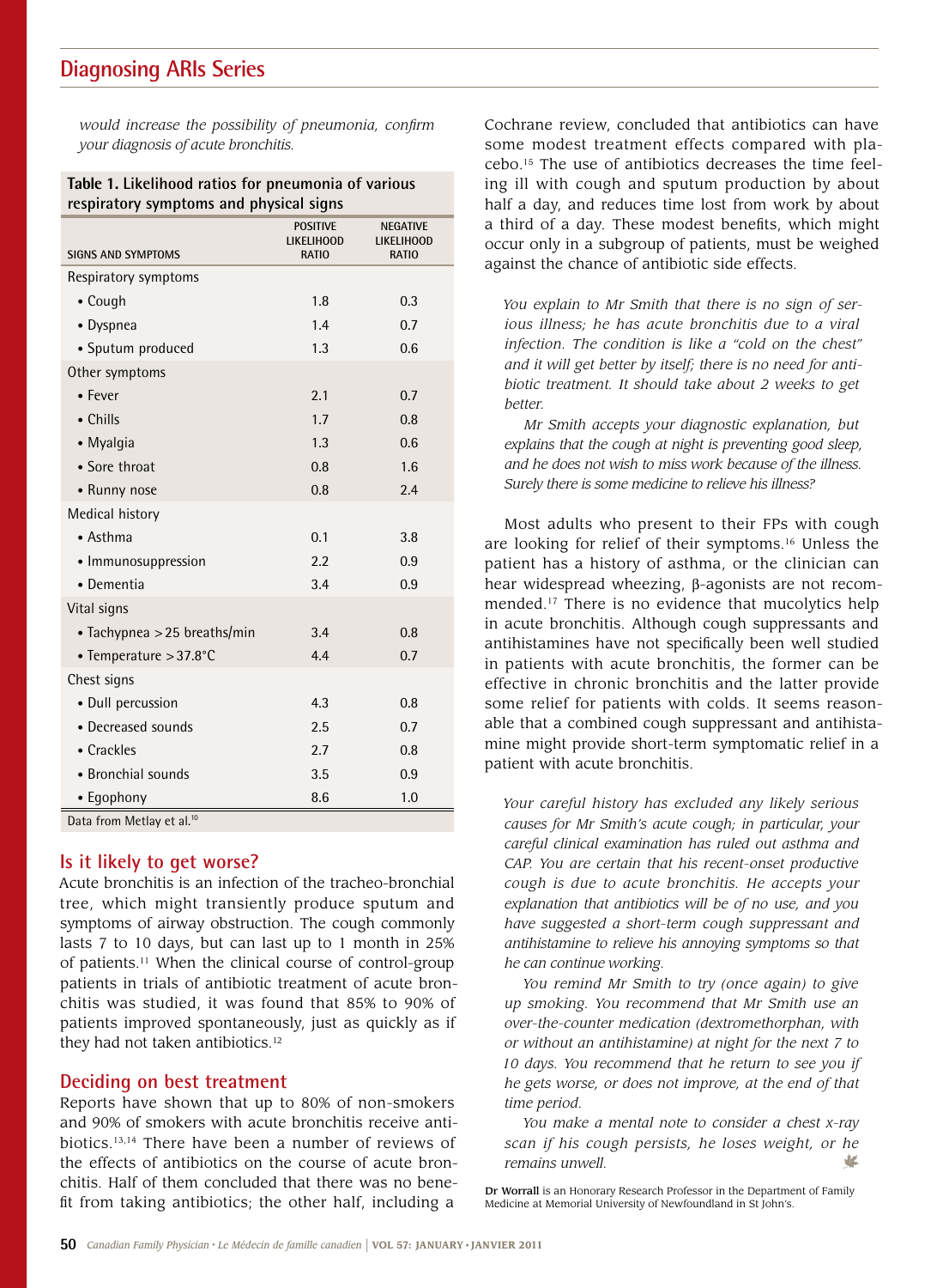*would increase the possibility of pneumonia, confirm your diagnosis of acute bronchitis.*

**Table 1. Likelihood ratios for pneumonia of various respiratory symptoms and physical signs**

| SIGNS AND SYMPTOMS | POSITIVE LIKELIHOOD RATIO | NEGATIVE LIKELIHOOD RATIO |
|---|---|---|
| Respiratory symptoms | | |
| • Cough | 1.8 | 0.3 |
| • Dyspnea | 1.4 | 0.7 |
| • Sputum produced | 1.3 | 0.6 |
| Other symptoms | | |
| • Fever | 2.1 | 0.7 |
| • Chills | 1.7 | 0.8 |
| • Myalgia | 1.3 | 0.6 |
| • Sore throat | 0.8 | 1.6 |
| • Runny nose | 0.8 | 2.4 |
| Medical history | | |
| • Asthma | 0.1 | 3.8 |
| • Immunosuppression | 2.2 | 0.9 |
| • Dementia | 3.4 | 0.9 |
| Vital signs | | |
| • Tachypnea > 25 breaths/min | 3.4 | 0.8 |
| • Temperature > 37.8°C | 4.4 | 0.7 |
| Chest signs | | |
| • Dull percussion | 4.3 | 0.8 |
| • Decreased sounds | 2.5 | 0.7 |
| • Crackles | 2.7 | 0.8 |
| • Bronchial sounds | 3.5 | 0.9 |
| • Egophony | 8.6 | 1.0 |

Data from Metlay et al.[10]

## Is it likely to get worse?

Acute bronchitis is an infection of the tracheo-bronchial tree, which might transiently produce sputum and symptoms of airway obstruction. The cough commonly lasts 7 to 10 days, but can last up to 1 month in 25% of patients.[11] When the clinical course of control-group patients in trials of antibiotic treatment of acute bronchitis was studied, it was found that 85% to 90% of patients improved spontaneously, just as quickly as if they had not taken antibiotics.[12]

## Deciding on best treatment

Reports have shown that up to 80% of non-smokers and 90% of smokers with acute bronchitis receive antibiotics.[13,14] There have been a number of reviews of the effects of antibiotics on the course of acute bronchitis. Half of them concluded that there was no benefit from taking antibiotics; the other half, including a Cochrane review, concluded that antibiotics can have some modest treatment effects compared with placebo.[15] The use of antibiotics decreases the time feeling ill with cough and sputum production by about half a day, and reduces time lost from work by about a third of a day. These modest benefits, which might occur only in a subgroup of patients, must be weighed against the chance of antibiotic side effects.

*You explain to Mr Smith that there is no sign of serious illness; he has acute bronchitis due to a viral infection. The condition is like a "cold on the chest" and it will get better by itself; there is no need for antibiotic treatment. It should take about 2 weeks to get better.*

*Mr Smith accepts your diagnostic explanation, but explains that the cough at night is preventing good sleep, and he does not wish to miss work because of the illness. Surely there is some medicine to relieve his illness?*

Most adults who present to their FPs with cough are looking for relief of their symptoms.[16] Unless the patient has a history of asthma, or the clinician can hear widespread wheezing, β-agonists are not recommended.[17] There is no evidence that mucolytics help in acute bronchitis. Although cough suppressants and antihistamines have not specifically been well studied in patients with acute bronchitis, the former can be effective in chronic bronchitis and the latter provide some relief for patients with colds. It seems reasonable that a combined cough suppressant and antihistamine might provide short-term symptomatic relief in a patient with acute bronchitis.

*Your careful history has excluded any likely serious causes for Mr Smith's acute cough; in particular, your careful clinical examination has ruled out asthma and CAP. You are certain that his recent-onset productive cough is due to acute bronchitis. He accepts your explanation that antibiotics will be of no use, and you have suggested a short-term cough suppressant and antihistamine to relieve his annoying symptoms so that he can continue working.*

*You remind Mr Smith to try (once again) to give up smoking. You recommend that Mr Smith use an over-the-counter medication (dextromethorphan, with or without an antihistamine) at night for the next 7 to 10 days. You recommend that he return to see you if he gets worse, or does not improve, at the end of that time period.*

*You make a mental note to consider a chest x-ray scan if his cough persists, he loses weight, or he remains unwell.*

**Dr Worrall** is an Honorary Research Professor in the Department of Family Medicine at Memorial University of Newfoundland in St John's.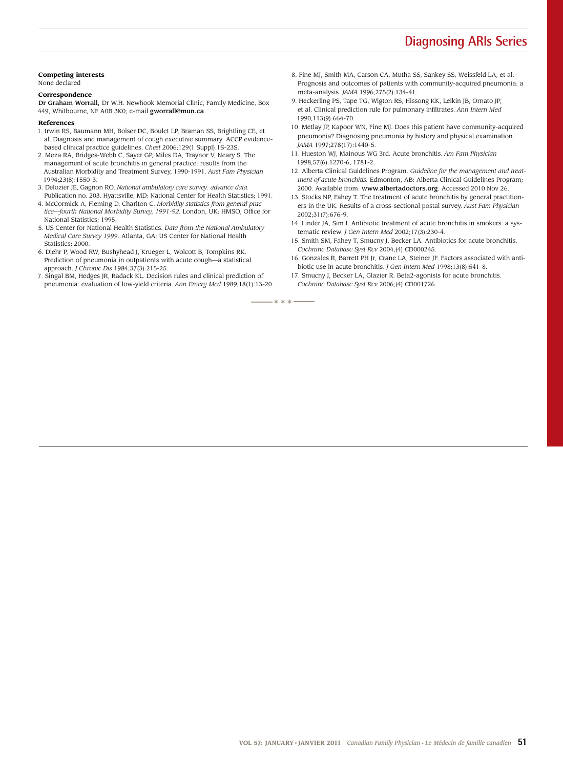**Competing interests**
None declared

**Correspondence**
**Dr Graham Worrall,** Dr W.H. Newhook Memorial Clinic, Family Medicine, Box 449, Whitbourne, NF A0B 3K0; e-mail **gworrall@mun.ca**

**References**

1. Irwin RS, Baumann MH, Bolser DC, Boulet LP, Braman SS, Brightling CE, et al. Diagnosis and management of cough executive summary: ACCP evidence-based clinical practice guidelines. *Chest* 2006;129(1 Suppl):1S-23S.
2. Meza RA, Bridges-Webb C, Sayer GP, Miles DA, Traynor V, Neary S. The management of acute bronchitis in general practice: results from the Australian Morbidity and Treatment Survey, 1990-1991. *Aust Fam Physician* 1994;23(8):1550-3.
3. Delozier JE, Gagnon RO. *National ambulatory care survey: advance data.* Publication no. 203. Hyattsville, MD: National Center for Health Statistics; 1991.
4. McCormick A, Fleming D, Charlton C. *Morbidity statistics from general practice—fourth National Morbidity Survey, 1991-92.* London, UK: HMSO, Office for National Statistics; 1995.
5. US Center for National Health Statistics. *Data from the National Ambulatory Medical Care Survey 1999*. Atlanta, GA: US Center for National Health Statistics; 2000.
6. Diehr P, Wood RW, Bushyhead J, Krueger L, Wolcott B, Tompkins RK. Prediction of pneumonia in outpatients with acute cough—a statistical approach. *J Chronic Dis* 1984;37(3):215-25.
7. Singal BM, Hedges JR, Radack KL. Decision rules and clinical prediction of pneumonia: evaluation of low-yield criteria. *Ann Emerg Med* 1989;18(1):13-20.
8. Fine MJ, Smith MA, Carson CA, Mutha SS, Sankey SS, Weissfeld LA, et al. Prognosis and outcomes of patients with community-acquired pneumonia: a meta-analysis. *JAMA* 1996;275(2):134-41.
9. Heckerling PS, Tape TG, Wigton RS, Hissong KK, Leikin JB, Ornato JP, et al. Clinical prediction rule for pulmonary infiltrates. *Ann Intern Med* 1990;113(9):664-70.
10. Metlay JP, Kapoor WN, Fine MJ. Does this patient have community-acquired pneumonia? Diagnosing pneumonia by history and physical examination. *JAMA* 1997;278(17):1440-5.
11. Hueston WJ, Mainous WG 3rd. Acute bronchitis. *Am Fam Physician* 1998;57(6):1270-6, 1781-2.
12. Alberta Clinical Guidelines Program. *Guideline for the management and treatment of acute bronchitis.* Edmonton, AB: Alberta Clinical Guidelines Program; 2000. Available from: **www.albertadoctors.org**. Accessed 2010 Nov 26.
13. Stocks NP, Fahey T. The treatment of acute bronchitis by general practitioners in the UK. Results of a cross-sectional postal survey. *Aust Fam Physician* 2002;31(7):676-9.
14. Linder JA, Sim I. Antibiotic treatment of acute bronchitis in smokers: a systematic review. *J Gen Intern Med* 2002;17(3):230-4.
15. Smith SM, Fahey T, Smucny J, Becker LA. Antibiotics for acute bronchitis. *Cochrane Database Syst Rev* 2004;(4):CD000245.
16. Gonzales R, Barrett PH Jr, Crane LA, Steiner JF. Factors associated with antibiotic use in acute bronchitis. *J Gen Intern Med* 1998;13(8):541-8.
17. Smucny J, Becker LA, Glazier R. Beta2-agonists for acute bronchitis. *Cochrane Database Syst Rev* 2006;(4):CD001726.

* * *